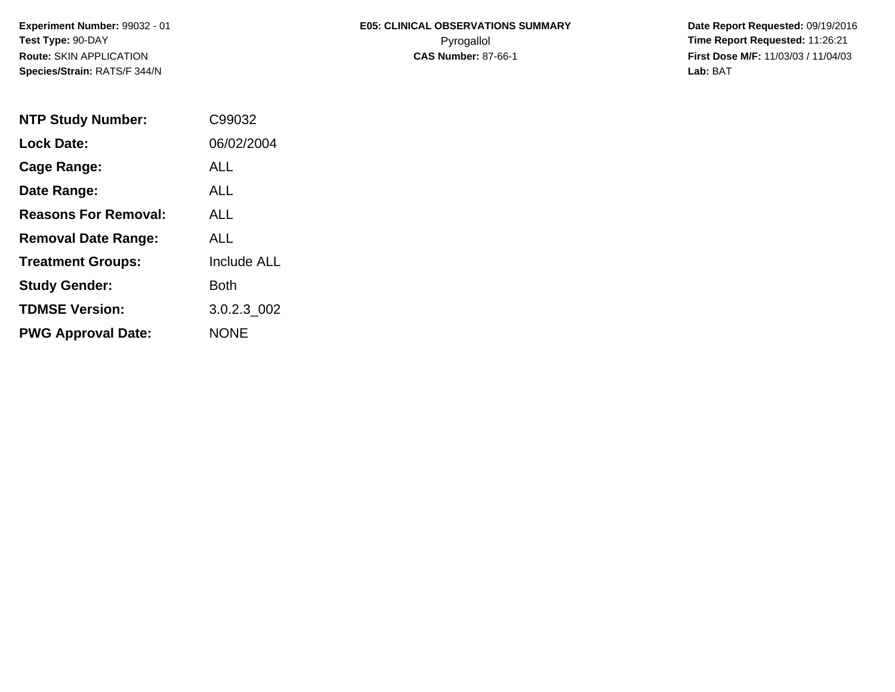**Experiment Number:** 99032 - 01
**Test Type:** 90-DAY
**Route:** SKIN APPLICATION
**Species/Strain:** RATS/F 344/N

**E05: CLINICAL OBSERVATIONS SUMMARY**
Pyrogallol
**CAS Number:** 87-66-1

**Date Report Requested:** 09/19/2016
**Time Report Requested:** 11:26:21
**First Dose M/F:** 11/03/03 / 11/04/03
**Lab:** BAT

| | |
|---|---|
| **NTP Study Number:** | C99032 |
| **Lock Date:** | 06/02/2004 |
| **Cage Range:** | ALL |
| **Date Range:** | ALL |
| **Reasons For Removal:** | ALL |
| **Removal Date Range:** | ALL |
| **Treatment Groups:** | Include ALL |
| **Study Gender:** | Both |
| **TDMSE Version:** | 3.0.2.3_002 |
| **PWG Approval Date:** | NONE |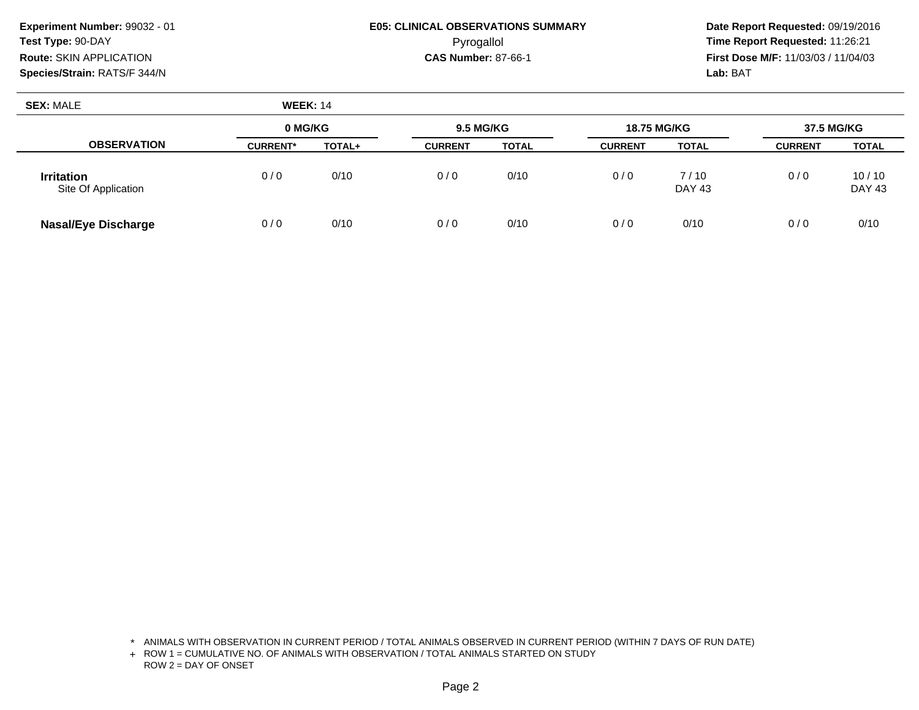**Experiment Number:** 99032 - 01
**Test Type:** 90-DAY
**Route:** SKIN APPLICATION
**Species/Strain:** RATS/F 344/N

**E05: CLINICAL OBSERVATIONS SUMMARY**
Pyrogallol
**CAS Number:** 87-66-1

**Date Report Requested:** 09/19/2016
**Time Report Requested:** 11:26:21
**First Dose M/F:** 11/03/03 / 11/04/03
**Lab:** BAT

**SEX:** MALE **WEEK:** 14

| | 0 MG/KG | | 9.5 MG/KG | | 18.75 MG/KG | | 37.5 MG/KG | |
|---|---|---|---|---|---|---|---|---|
| **OBSERVATION** | **CURRENT*** | **TOTAL+** | **CURRENT** | **TOTAL** | **CURRENT** | **TOTAL** | **CURRENT** | **TOTAL** |
| **Irritation** Site Of Application | 0 / 0 | 0/10 | 0 / 0 | 0/10 | 0 / 0 | 7 / 10 DAY 43 | 0 / 0 | 10 / 10 DAY 43 |
| **Nasal/Eye Discharge** | 0 / 0 | 0/10 | 0 / 0 | 0/10 | 0 / 0 | 0/10 | 0 / 0 | 0/10 |

\* ANIMALS WITH OBSERVATION IN CURRENT PERIOD / TOTAL ANIMALS OBSERVED IN CURRENT PERIOD (WITHIN 7 DAYS OF RUN DATE)
+ ROW 1 = CUMULATIVE NO. OF ANIMALS WITH OBSERVATION / TOTAL ANIMALS STARTED ON STUDY
ROW 2 = DAY OF ONSET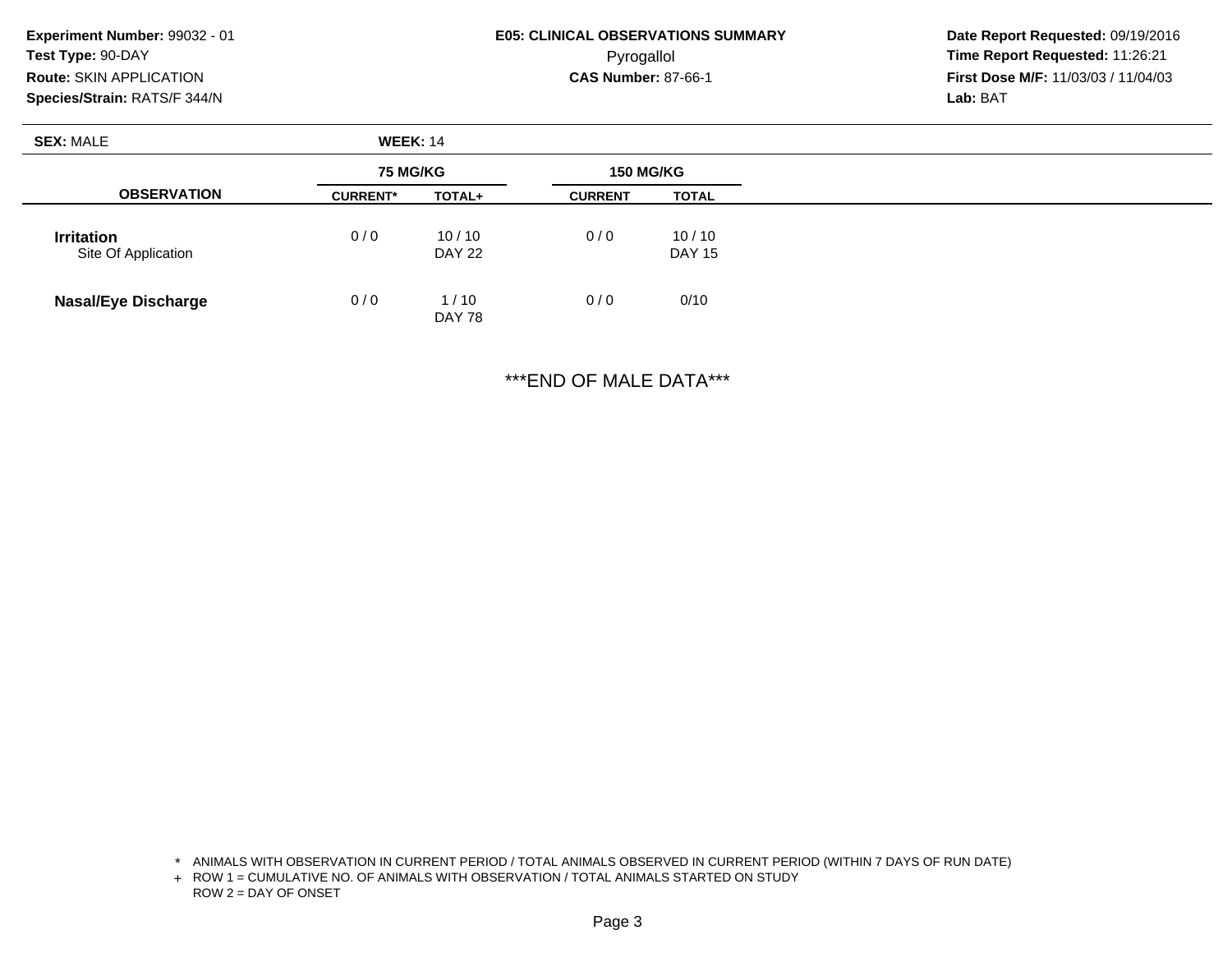**Experiment Number:** 99032 - 01
**Test Type:** 90-DAY
**Route:** SKIN APPLICATION
**Species/Strain:** RATS/F 344/N

**E05: CLINICAL OBSERVATIONS SUMMARY**
Pyrogallol
**CAS Number:** 87-66-1

**Date Report Requested:** 09/19/2016
**Time Report Requested:** 11:26:21
**First Dose M/F:** 11/03/03 / 11/04/03
**Lab:** BAT

**SEX:** MALE **WEEK:** 14

| OBSERVATION | 75 MG/KG | | 150 MG/KG | |
|---|---|---|---|---|
| | CURRENT* | TOTAL+ | CURRENT | TOTAL |
| **Irritation** Site Of Application | 0 / 0 | 10 / 10 DAY 22 | 0 / 0 | 10 / 10 DAY 15 |
| **Nasal/Eye Discharge** | 0 / 0 | 1 / 10 DAY 78 | 0 / 0 | 0/10 |

***END OF MALE DATA***

\* ANIMALS WITH OBSERVATION IN CURRENT PERIOD / TOTAL ANIMALS OBSERVED IN CURRENT PERIOD (WITHIN 7 DAYS OF RUN DATE)
\+ ROW 1 = CUMULATIVE NO. OF ANIMALS WITH OBSERVATION / TOTAL ANIMALS STARTED ON STUDY
ROW 2 = DAY OF ONSET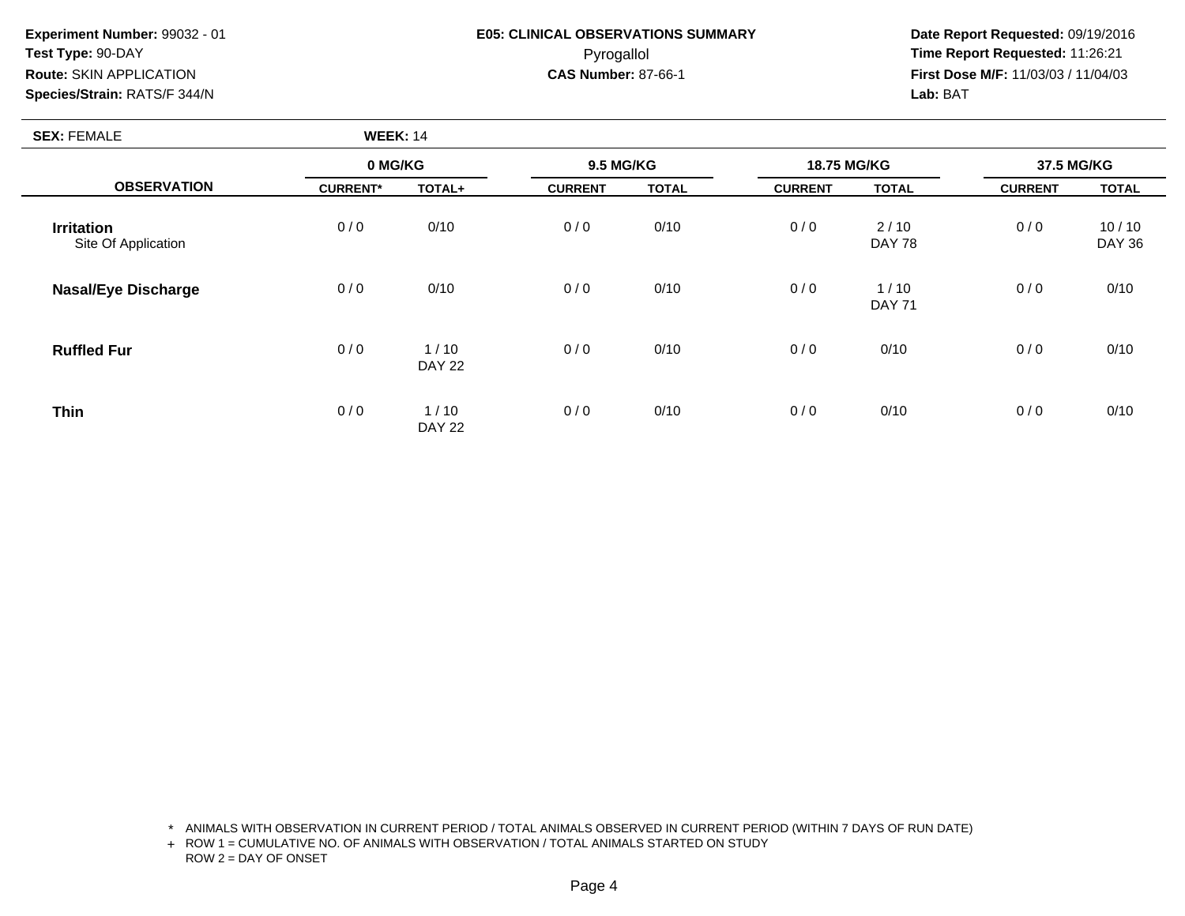**Experiment Number:** 99032 - 01
**Test Type:** 90-DAY
**Route:** SKIN APPLICATION
**Species/Strain:** RATS/F 344/N

**E05: CLINICAL OBSERVATIONS SUMMARY**
Pyrogallol
**CAS Number:** 87-66-1

**Date Report Requested:** 09/19/2016
**Time Report Requested:** 11:26:21
**First Dose M/F:** 11/03/03 / 11/04/03
**Lab:** BAT

**SEX:** FEMALE **WEEK:** 14

| OBSERVATION | 0 MG/KG | | 9.5 MG/KG | | 18.75 MG/KG | | 37.5 MG/KG | |
|---|---|---|---|---|---|---|---|---|
| | CURRENT* | TOTAL+ | CURRENT | TOTAL | CURRENT | TOTAL | CURRENT | TOTAL |
| **Irritation** Site Of Application | 0 / 0 | 0/10 | 0 / 0 | 0/10 | 0 / 0 | 2 / 10 DAY 78 | 0 / 0 | 10 / 10 DAY 36 |
| **Nasal/Eye Discharge** | 0 / 0 | 0/10 | 0 / 0 | 0/10 | 0 / 0 | 1 / 10 DAY 71 | 0 / 0 | 0/10 |
| **Ruffled Fur** | 0 / 0 | 1 / 10 DAY 22 | 0 / 0 | 0/10 | 0 / 0 | 0/10 | 0 / 0 | 0/10 |
| **Thin** | 0 / 0 | 1 / 10 DAY 22 | 0 / 0 | 0/10 | 0 / 0 | 0/10 | 0 / 0 | 0/10 |

\* ANIMALS WITH OBSERVATION IN CURRENT PERIOD / TOTAL ANIMALS OBSERVED IN CURRENT PERIOD (WITHIN 7 DAYS OF RUN DATE)
+ ROW 1 = CUMULATIVE NO. OF ANIMALS WITH OBSERVATION / TOTAL ANIMALS STARTED ON STUDY
ROW 2 = DAY OF ONSET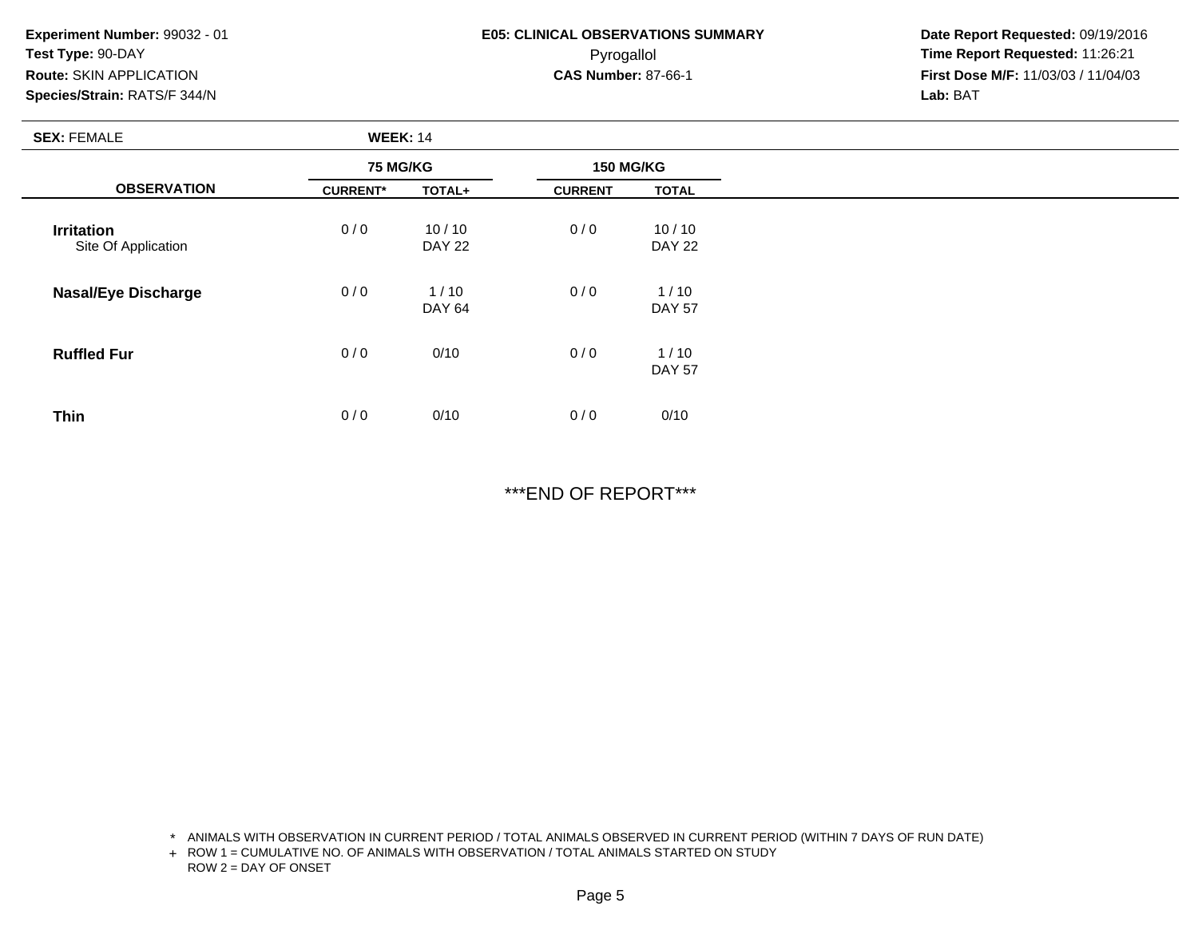**Experiment Number:** 99032 - 01
**Test Type:** 90-DAY
**Route:** SKIN APPLICATION
**Species/Strain:** RATS/F 344/N

**E05: CLINICAL OBSERVATIONS SUMMARY**
Pyrogallol
**CAS Number:** 87-66-1

**Date Report Requested:** 09/19/2016
**Time Report Requested:** 11:26:21
**First Dose M/F:** 11/03/03 / 11/04/03
**Lab:** BAT

**SEX:** FEMALE **WEEK:** 14

| | 75 MG/KG | | 150 MG/KG | |
|---|---|---|---|---|
| **OBSERVATION** | **CURRENT*** | **TOTAL+** | **CURRENT** | **TOTAL** |
| **Irritation** Site Of Application | 0 / 0 | 10 / 10 DAY 22 | 0 / 0 | 10 / 10 DAY 22 |
| **Nasal/Eye Discharge** | 0 / 0 | 1 / 10 DAY 64 | 0 / 0 | 1 / 10 DAY 57 |
| **Ruffled Fur** | 0 / 0 | 0/10 | 0 / 0 | 1 / 10 DAY 57 |
| **Thin** | 0 / 0 | 0/10 | 0 / 0 | 0/10 |

***END OF REPORT***

\* ANIMALS WITH OBSERVATION IN CURRENT PERIOD / TOTAL ANIMALS OBSERVED IN CURRENT PERIOD (WITHIN 7 DAYS OF RUN DATE)
\+ ROW 1 = CUMULATIVE NO. OF ANIMALS WITH OBSERVATION / TOTAL ANIMALS STARTED ON STUDY
ROW 2 = DAY OF ONSET